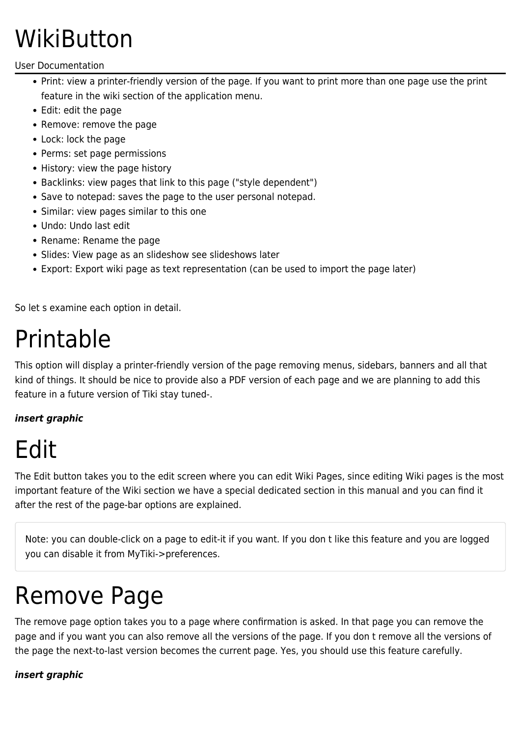# WikiButton

User Documentation

- Print: view a printer-friendly version of the page. If you want to print more than one page use the print feature in the wiki section of the application menu.
- Edit: edit the page
- Remove: remove the page
- Lock: lock the page
- Perms: set page permissions
- History: view the page history
- Backlinks: view pages that link to this page ("style dependent")
- Save to notepad: saves the page to the user personal notepad.
- Similar: view pages similar to this one
- Undo: Undo last edit
- Rename: Rename the page
- Slides: View page as an slideshow see slideshows later
- Export: Export wiki page as text representation (can be used to import the page later)

So let s examine each option in detail.

# Printable

This option will display a printer-friendly version of the page removing menus, sidebars, banners and all that kind of things. It should be nice to provide also a PDF version of each page and we are planning to add this feature in a future version of Tiki stay tuned-.

***insert graphic***

# Edit

The Edit button takes you to the edit screen where you can edit Wiki Pages, since editing Wiki pages is the most important feature of the Wiki section we have a special dedicated section in this manual and you can find it after the rest of the page-bar options are explained.

> Note: you can double-click on a page to edit-it if you want. If you don t like this feature and you are logged you can disable it from MyTiki->preferences.

# Remove Page

The remove page option takes you to a page where confirmation is asked. In that page you can remove the page and if you want you can also remove all the versions of the page. If you don t remove all the versions of the page the next-to-last version becomes the current page. Yes, you should use this feature carefully.

***insert graphic***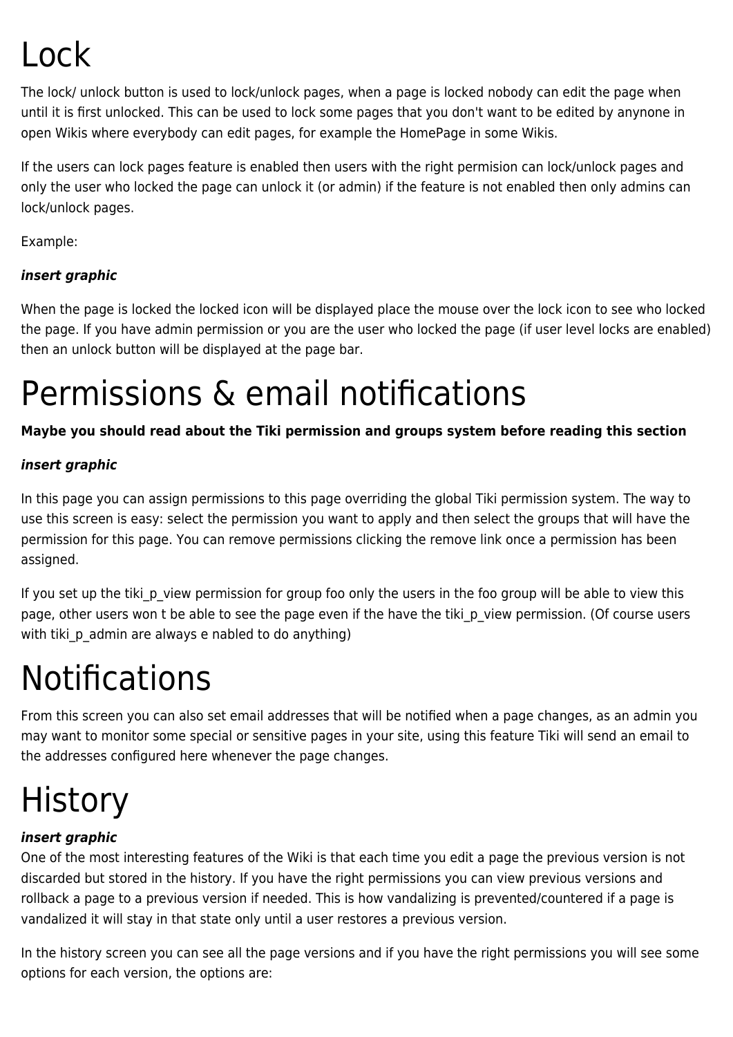# Lock

The lock/ unlock button is used to lock/unlock pages, when a page is locked nobody can edit the page when until it is first unlocked. This can be used to lock some pages that you don't want to be edited by anynone in open Wikis where everybody can edit pages, for example the HomePage in some Wikis.

If the users can lock pages feature is enabled then users with the right permision can lock/unlock pages and only the user who locked the page can unlock it (or admin) if the feature is not enabled then only admins can lock/unlock pages.

Example:

***insert graphic***

When the page is locked the locked icon will be displayed place the mouse over the lock icon to see who locked the page. If you have admin permission or you are the user who locked the page (if user level locks are enabled) then an unlock button will be displayed at the page bar.

# Permissions & email notifications

**Maybe you should read about the Tiki permission and groups system before reading this section**

***insert graphic***

In this page you can assign permissions to this page overriding the global Tiki permission system. The way to use this screen is easy: select the permission you want to apply and then select the groups that will have the permission for this page. You can remove permissions clicking the remove link once a permission has been assigned.

If you set up the tiki_p_view permission for group foo only the users in the foo group will be able to view this page, other users won t be able to see the page even if the have the tiki_p_view permission. (Of course users with tiki_p_admin are always e nabled to do anything)

# Notifications

From this screen you can also set email addresses that will be notified when a page changes, as an admin you may want to monitor some special or sensitive pages in your site, using this feature Tiki will send an email to the addresses configured here whenever the page changes.

# History

***insert graphic***

One of the most interesting features of the Wiki is that each time you edit a page the previous version is not discarded but stored in the history. If you have the right permissions you can view previous versions and rollback a page to a previous version if needed. This is how vandalizing is prevented/countered if a page is vandalized it will stay in that state only until a user restores a previous version.

In the history screen you can see all the page versions and if you have the right permissions you will see some options for each version, the options are: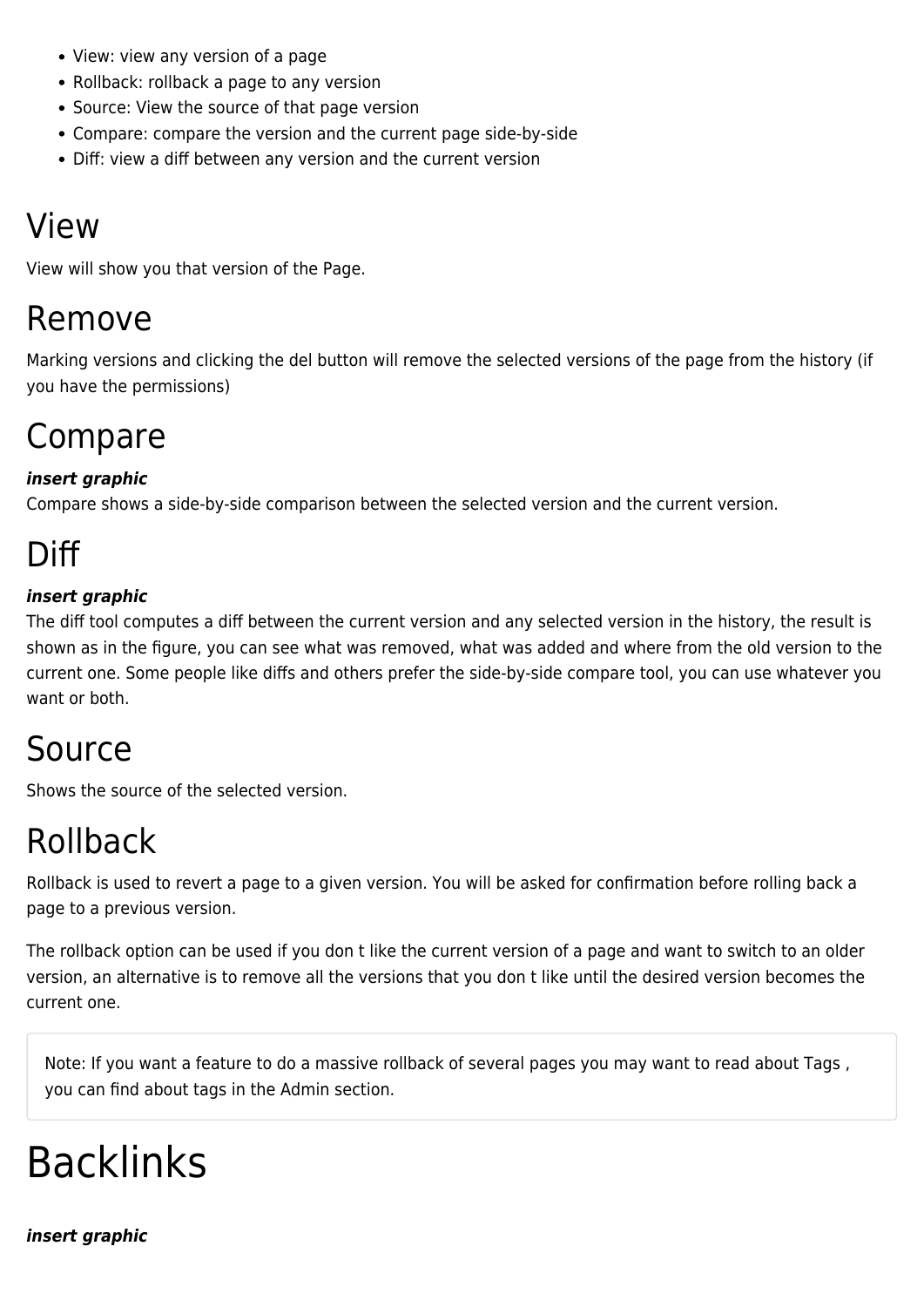- View: view any version of a page
- Rollback: rollback a page to any version
- Source: View the source of that page version
- Compare: compare the version and the current page side-by-side
- Diff: view a diff between any version and the current version

## View

View will show you that version of the Page.

## Remove

Marking versions and clicking the del button will remove the selected versions of the page from the history (if you have the permissions)

## Compare

***insert graphic***
Compare shows a side-by-side comparison between the selected version and the current version.

## Diff

***insert graphic***
The diff tool computes a diff between the current version and any selected version in the history, the result is shown as in the figure, you can see what was removed, what was added and where from the old version to the current one. Some people like diffs and others prefer the side-by-side compare tool, you can use whatever you want or both.

## Source

Shows the source of the selected version.

## Rollback

Rollback is used to revert a page to a given version. You will be asked for confirmation before rolling back a page to a previous version.

The rollback option can be used if you don t like the current version of a page and want to switch to an older version, an alternative is to remove all the versions that you don t like until the desired version becomes the current one.

> Note: If you want a feature to do a massive rollback of several pages you may want to read about Tags , you can find about tags in the Admin section.

# Backlinks

***insert graphic***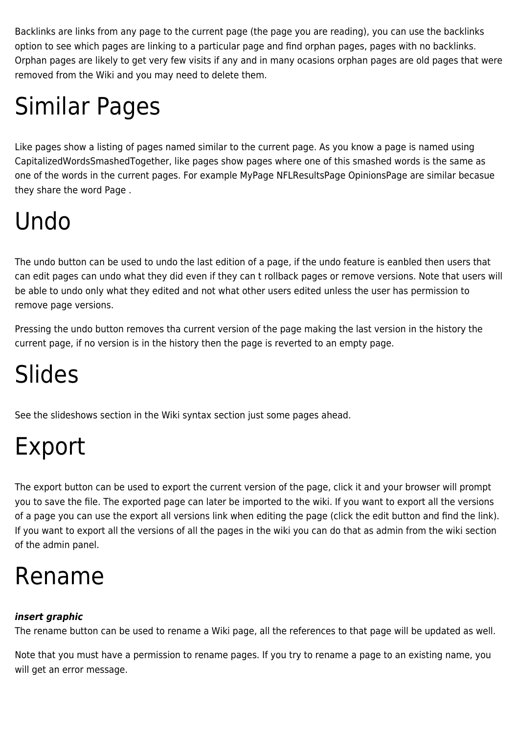Backlinks are links from any page to the current page (the page you are reading), you can use the backlinks option to see which pages are linking to a particular page and find orphan pages, pages with no backlinks. Orphan pages are likely to get very few visits if any and in many ocasions orphan pages are old pages that were removed from the Wiki and you may need to delete them.

# Similar Pages

Like pages show a listing of pages named similar to the current page. As you know a page is named using CapitalizedWordsSmashedTogether, like pages show pages where one of this smashed words is the same as one of the words in the current pages. For example MyPage NFLResultsPage OpinionsPage are similar becasue they share the word Page .

# Undo

The undo button can be used to undo the last edition of a page, if the undo feature is eanbled then users that can edit pages can undo what they did even if they can t rollback pages or remove versions. Note that users will be able to undo only what they edited and not what other users edited unless the user has permission to remove page versions.

Pressing the undo button removes tha current version of the page making the last version in the history the current page, if no version is in the history then the page is reverted to an empty page.

# Slides

See the slideshows section in the Wiki syntax section just some pages ahead.

# Export

The export button can be used to export the current version of the page, click it and your browser will prompt you to save the file. The exported page can later be imported to the wiki. If you want to export all the versions of a page you can use the export all versions link when editing the page (click the edit button and find the link). If you want to export all the versions of all the pages in the wiki you can do that as admin from the wiki section of the admin panel.

# Rename

***insert graphic***
The rename button can be used to rename a Wiki page, all the references to that page will be updated as well.

Note that you must have a permission to rename pages. If you try to rename a page to an existing name, you will get an error message.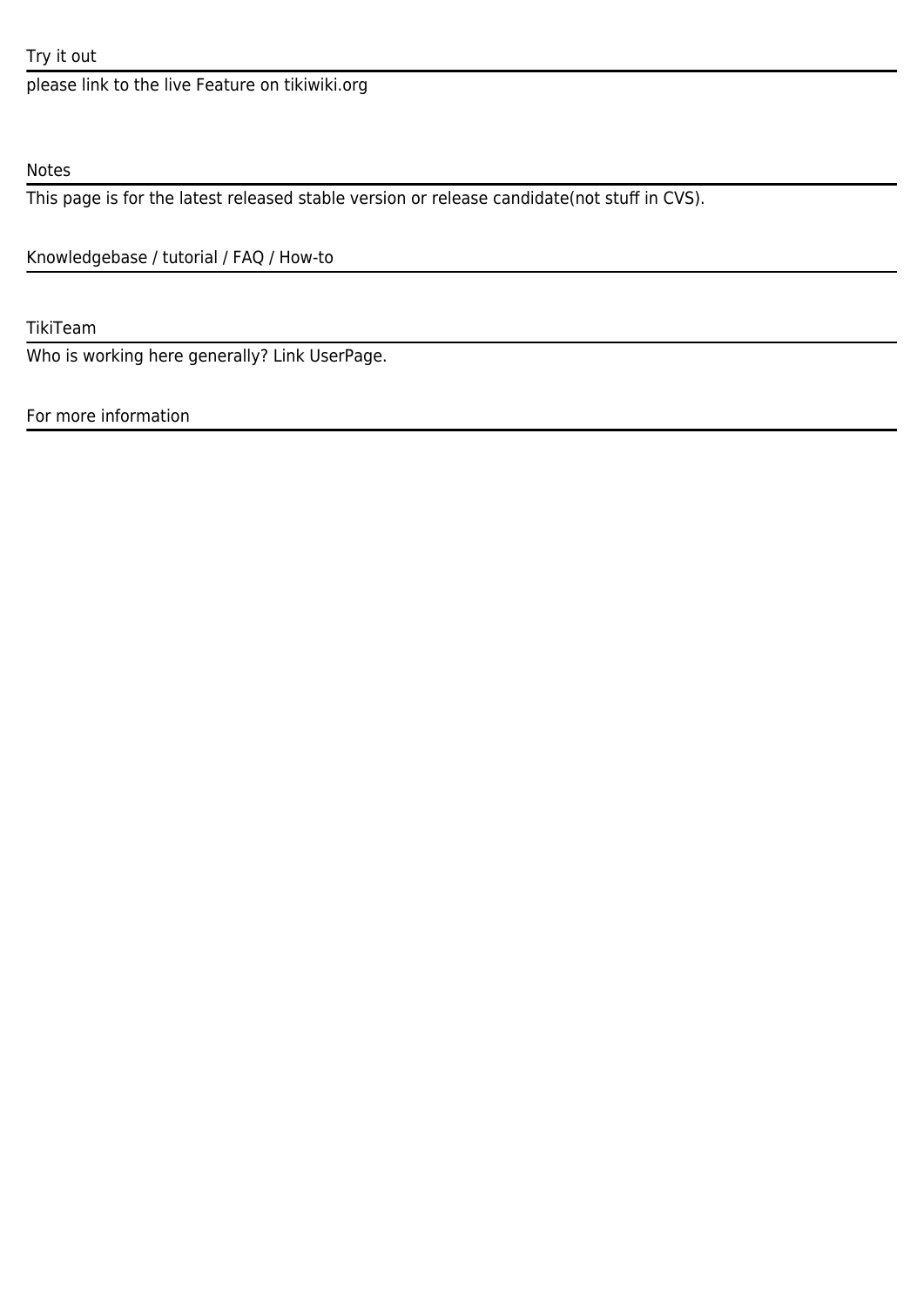## Try it out

please link to the live Feature on tikiwiki.org

## Notes

This page is for the latest released stable version or release candidate(not stuff in CVS).

## Knowledgebase / tutorial / FAQ / How-to

## TikiTeam

Who is working here generally? Link UserPage.

## For more information